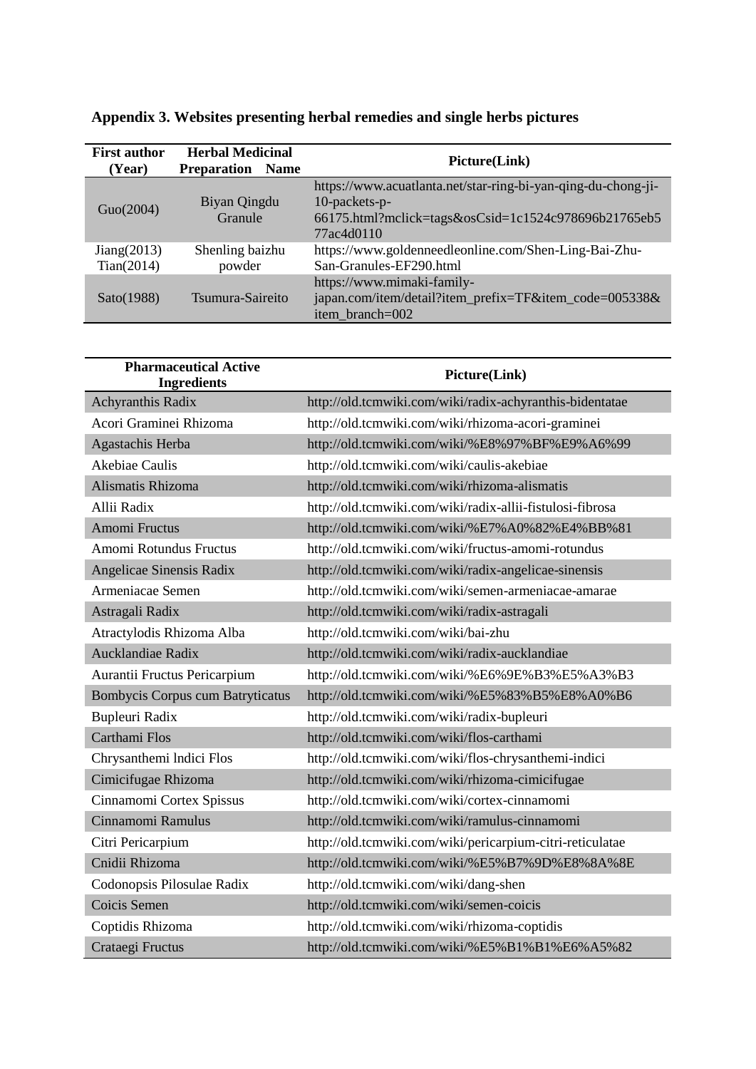**Appendix 3. Websites presenting herbal remedies and single herbs pictures**

| First author (Year) | Herbal Medicinal Preparation Name | Picture(Link) |
|---|---|---|
| Guo(2004) | Biyan Qingdu Granule | https://www.acuatlanta.net/star-ring-bi-yan-qing-du-chong-ji-10-packets-p-66175.html?mclick=tags&osCsid=1c1524c978696b21765eb577ac4d0110 |
| Jiang(2013) Tian(2014) | Shenling baizhu powder | https://www.goldenneedleonline.com/Shen-Ling-Bai-Zhu-San-Granules-EF290.html |
| Sato(1988) | Tsumura-Saireito | https://www.mimaki-family-japan.com/item/detail?item_prefix=TF&item_code=005338&item_branch=002 |

| Pharmaceutical Active Ingredients | Picture(Link) |
|---|---|
| Achyranthis Radix | http://old.tcmwiki.com/wiki/radix-achyranthis-bidentatae |
| Acori Graminei Rhizoma | http://old.tcmwiki.com/wiki/rhizoma-acori-graminei |
| Agastachis Herba | http://old.tcmwiki.com/wiki/%E8%97%BF%E9%A6%99 |
| Akebiae Caulis | http://old.tcmwiki.com/wiki/caulis-akebiae |
| Alismatis Rhizoma | http://old.tcmwiki.com/wiki/rhizoma-alismatis |
| Allii Radix | http://old.tcmwiki.com/wiki/radix-allii-fistulosi-fibrosa |
| Amomi Fructus | http://old.tcmwiki.com/wiki/%E7%A0%82%E4%BB%81 |
| Amomi Rotundus Fructus | http://old.tcmwiki.com/wiki/fructus-amomi-rotundus |
| Angelicae Sinensis Radix | http://old.tcmwiki.com/wiki/radix-angelicae-sinensis |
| Armeniacae Semen | http://old.tcmwiki.com/wiki/semen-armeniacae-amarae |
| Astragali Radix | http://old.tcmwiki.com/wiki/radix-astragali |
| Atractylodis Rhizoma Alba | http://old.tcmwiki.com/wiki/bai-zhu |
| Aucklandiae Radix | http://old.tcmwiki.com/wiki/radix-aucklandiae |
| Aurantii Fructus Pericarpium | http://old.tcmwiki.com/wiki/%E6%9E%B3%E5%A3%B3 |
| Bombycis Corpus cum Batryticatus | http://old.tcmwiki.com/wiki/%E5%83%B5%E8%A0%B6 |
| Bupleuri Radix | http://old.tcmwiki.com/wiki/radix-bupleuri |
| Carthami Flos | http://old.tcmwiki.com/wiki/flos-carthami |
| Chrysanthemi lndici Flos | http://old.tcmwiki.com/wiki/flos-chrysanthemi-indici |
| Cimicifugae Rhizoma | http://old.tcmwiki.com/wiki/rhizoma-cimicifugae |
| Cinnamomi Cortex Spissus | http://old.tcmwiki.com/wiki/cortex-cinnamomi |
| Cinnamomi Ramulus | http://old.tcmwiki.com/wiki/ramulus-cinnamomi |
| Citri Pericarpium | http://old.tcmwiki.com/wiki/pericarpium-citri-reticulatae |
| Cnidii Rhizoma | http://old.tcmwiki.com/wiki/%E5%B7%9D%E8%8A%8E |
| Codonopsis Pilosulae Radix | http://old.tcmwiki.com/wiki/dang-shen |
| Coicis Semen | http://old.tcmwiki.com/wiki/semen-coicis |
| Coptidis Rhizoma | http://old.tcmwiki.com/wiki/rhizoma-coptidis |
| Crataegi Fructus | http://old.tcmwiki.com/wiki/%E5%B1%B1%E6%A5%82 |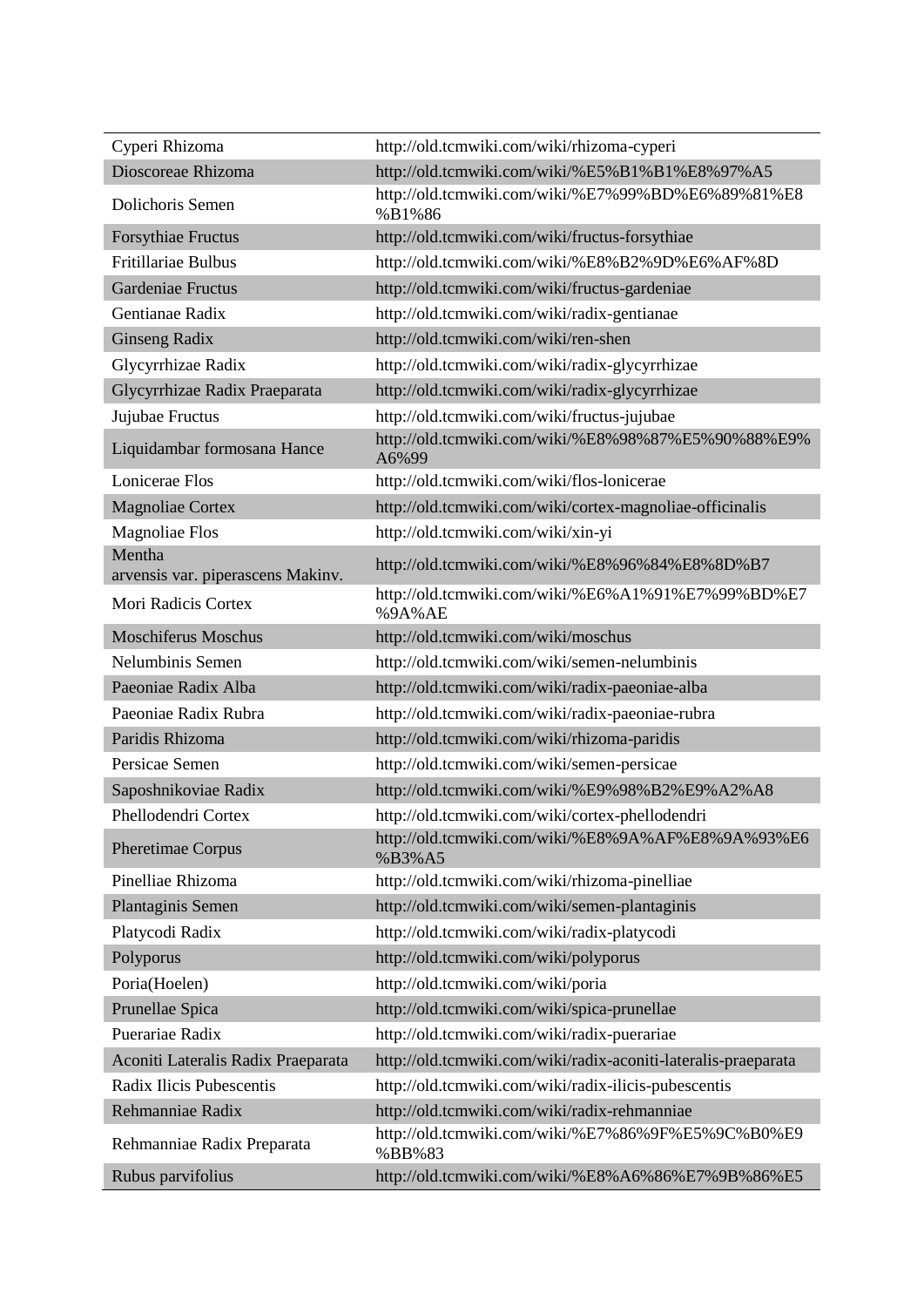| | |
|---|---|
| Cyperi Rhizoma | http://old.tcmwiki.com/wiki/rhizoma-cyperi |
| Dioscoreae Rhizoma | http://old.tcmwiki.com/wiki/%E5%B1%B1%E8%97%A5 |
| Dolichoris Semen | http://old.tcmwiki.com/wiki/%E7%99%BD%E6%89%81%E8%B1%86 |
| Forsythiae Fructus | http://old.tcmwiki.com/wiki/fructus-forsythiae |
| Fritillariae Bulbus | http://old.tcmwiki.com/wiki/%E8%B2%9D%E6%AF%8D |
| Gardeniae Fructus | http://old.tcmwiki.com/wiki/fructus-gardeniae |
| Gentianae Radix | http://old.tcmwiki.com/wiki/radix-gentianae |
| Ginseng Radix | http://old.tcmwiki.com/wiki/ren-shen |
| Glycyrrhizae Radix | http://old.tcmwiki.com/wiki/radix-glycyrrhizae |
| Glycyrrhizae Radix Praeparata | http://old.tcmwiki.com/wiki/radix-glycyrrhizae |
| Jujubae Fructus | http://old.tcmwiki.com/wiki/fructus-jujubae |
| Liquidambar formosana Hance | http://old.tcmwiki.com/wiki/%E8%98%87%E5%90%88%E9%A6%99 |
| Lonicerae Flos | http://old.tcmwiki.com/wiki/flos-lonicerae |
| Magnoliae Cortex | http://old.tcmwiki.com/wiki/cortex-magnoliae-officinalis |
| Magnoliae Flos | http://old.tcmwiki.com/wiki/xin-yi |
| Mentha arvensis var. piperascens Makinv. | http://old.tcmwiki.com/wiki/%E8%96%84%E8%8D%B7 |
| Mori Radicis Cortex | http://old.tcmwiki.com/wiki/%E6%A1%91%E7%99%BD%E7%9A%AE |
| Moschiferus Moschus | http://old.tcmwiki.com/wiki/moschus |
| Nelumbinis Semen | http://old.tcmwiki.com/wiki/semen-nelumbinis |
| Paeoniae Radix Alba | http://old.tcmwiki.com/wiki/radix-paeoniae-alba |
| Paeoniae Radix Rubra | http://old.tcmwiki.com/wiki/radix-paeoniae-rubra |
| Paridis Rhizoma | http://old.tcmwiki.com/wiki/rhizoma-paridis |
| Persicae Semen | http://old.tcmwiki.com/wiki/semen-persicae |
| Saposhnikoviae Radix | http://old.tcmwiki.com/wiki/%E9%98%B2%E9%A2%A8 |
| Phellodendri Cortex | http://old.tcmwiki.com/wiki/cortex-phellodendri |
| Pheretimae Corpus | http://old.tcmwiki.com/wiki/%E8%9A%AF%E8%9A%93%E6%B3%A5 |
| Pinelliae Rhizoma | http://old.tcmwiki.com/wiki/rhizoma-pinelliae |
| Plantaginis Semen | http://old.tcmwiki.com/wiki/semen-plantaginis |
| Platycodi Radix | http://old.tcmwiki.com/wiki/radix-platycodi |
| Polyporus | http://old.tcmwiki.com/wiki/polyporus |
| Poria(Hoelen) | http://old.tcmwiki.com/wiki/poria |
| Prunellae Spica | http://old.tcmwiki.com/wiki/spica-prunellae |
| Puerariae Radix | http://old.tcmwiki.com/wiki/radix-puerariae |
| Aconiti Lateralis Radix Praeparata | http://old.tcmwiki.com/wiki/radix-aconiti-lateralis-praeparata |
| Radix Ilicis Pubescentis | http://old.tcmwiki.com/wiki/radix-ilicis-pubescentis |
| Rehmanniae Radix | http://old.tcmwiki.com/wiki/radix-rehmanniae |
| Rehmanniae Radix Preparata | http://old.tcmwiki.com/wiki/%E7%86%9F%E5%9C%B0%E9%BB%83 |
| Rubus parvifolius | http://old.tcmwiki.com/wiki/%E8%A6%86%E7%9B%86%E5 |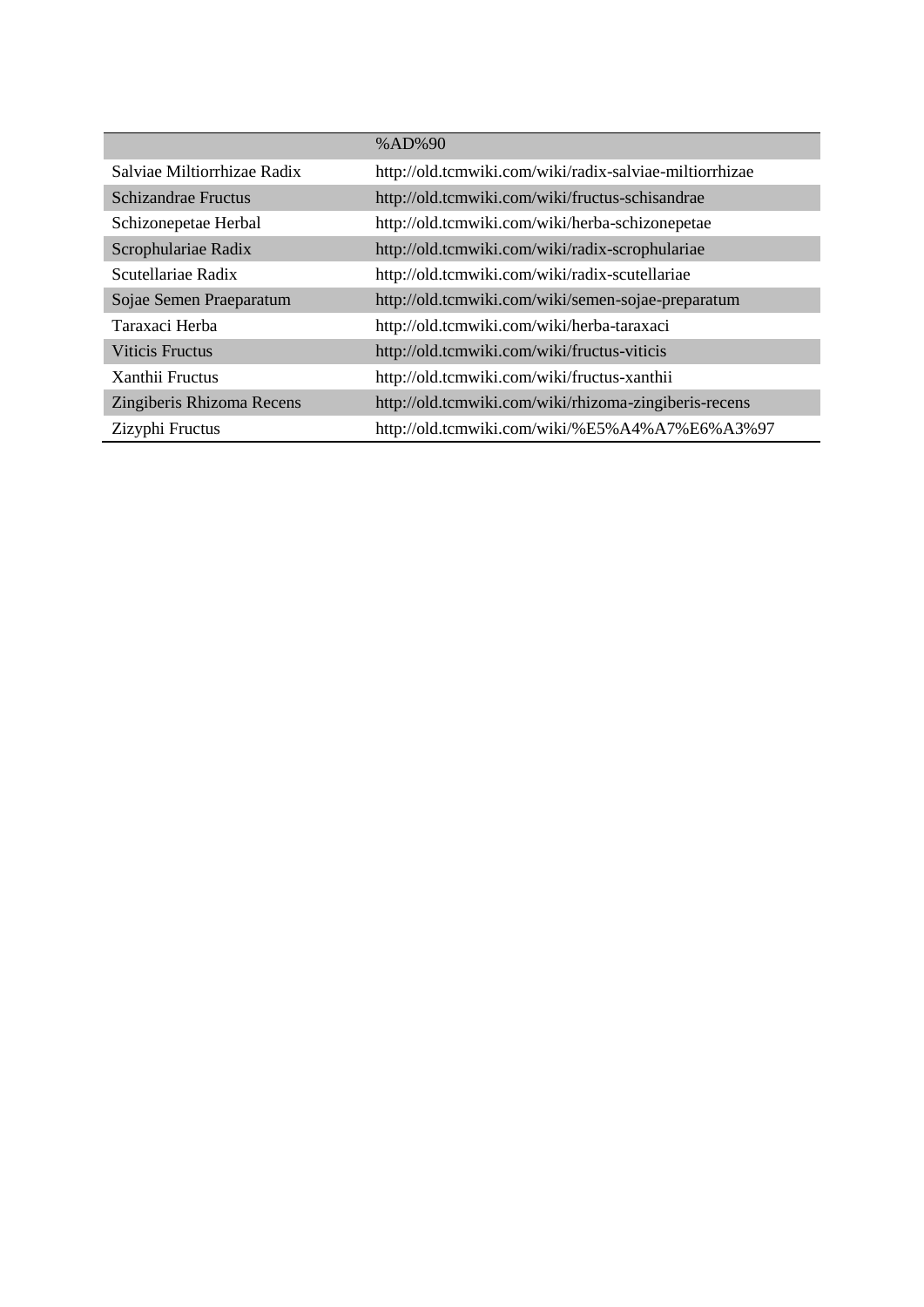| | |
|---|---|
| | %AD%90 |
| Salviae Miltiorrhizae Radix | http://old.tcmwiki.com/wiki/radix-salviae-miltiorrhizae |
| Schizandrae Fructus | http://old.tcmwiki.com/wiki/fructus-schisandrae |
| Schizonepetae Herbal | http://old.tcmwiki.com/wiki/herba-schizonepetae |
| Scrophulariae Radix | http://old.tcmwiki.com/wiki/radix-scrophulariae |
| Scutellariae Radix | http://old.tcmwiki.com/wiki/radix-scutellariae |
| Sojae Semen Praeparatum | http://old.tcmwiki.com/wiki/semen-sojae-preparatum |
| Taraxaci Herba | http://old.tcmwiki.com/wiki/herba-taraxaci |
| Viticis Fructus | http://old.tcmwiki.com/wiki/fructus-viticis |
| Xanthii Fructus | http://old.tcmwiki.com/wiki/fructus-xanthii |
| Zingiberis Rhizoma Recens | http://old.tcmwiki.com/wiki/rhizoma-zingiberis-recens |
| Zizyphi Fructus | http://old.tcmwiki.com/wiki/%E5%A4%A7%E6%A3%97 |